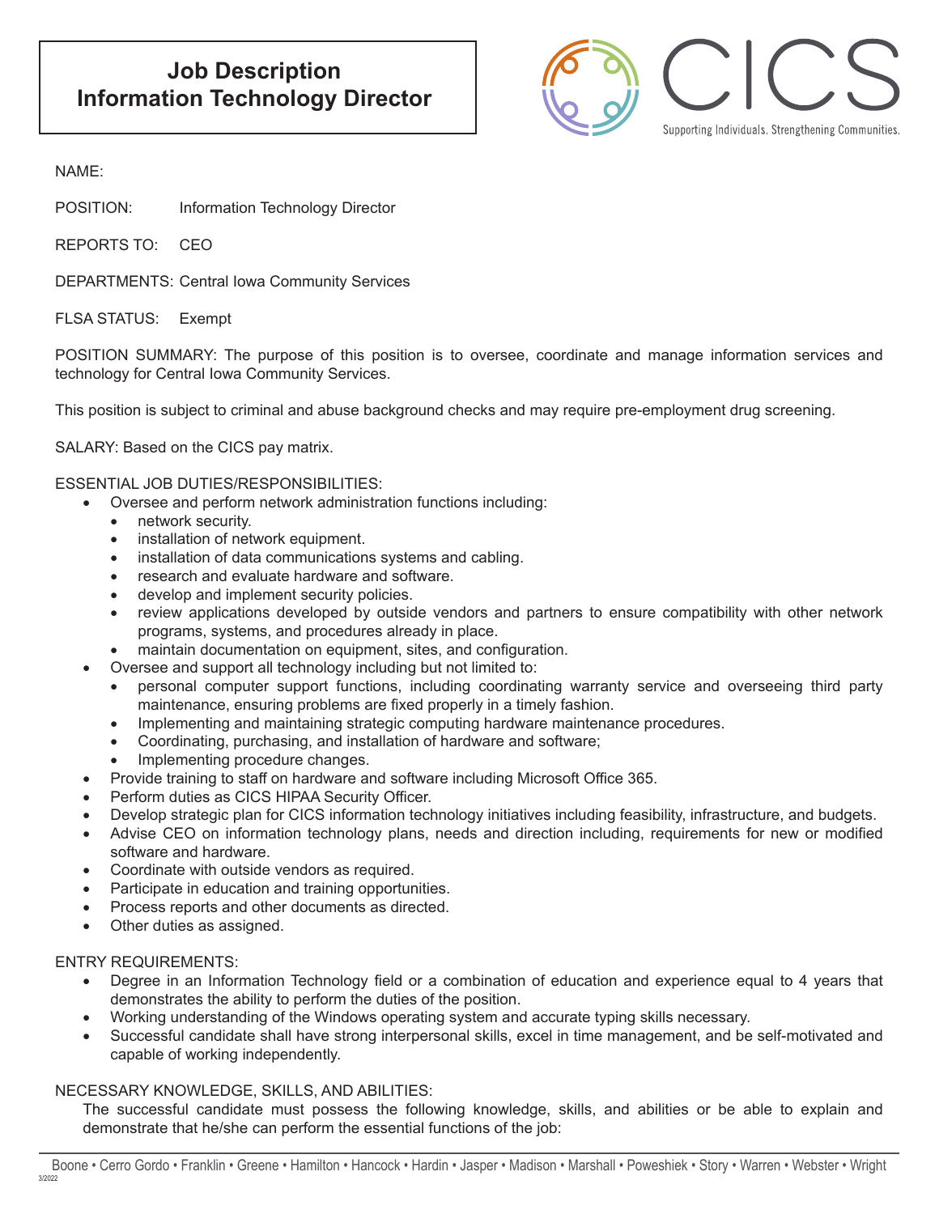# Job Description
# Information Technology Director

CICS
Supporting Individuals. Strengthening Communities.

NAME:

POSITION: Information Technology Director

REPORTS TO: CEO

DEPARTMENTS: Central Iowa Community Services

FLSA STATUS: Exempt

POSITION SUMMARY: The purpose of this position is to oversee, coordinate and manage information services and technology for Central Iowa Community Services.

This position is subject to criminal and abuse background checks and may require pre-employment drug screening.

SALARY: Based on the CICS pay matrix.

ESSENTIAL JOB DUTIES/RESPONSIBILITIES:

- Oversee and perform network administration functions including:
  - network security.
  - installation of network equipment.
  - installation of data communications systems and cabling.
  - research and evaluate hardware and software.
  - develop and implement security policies.
  - review applications developed by outside vendors and partners to ensure compatibility with other network programs, systems, and procedures already in place.
  - maintain documentation on equipment, sites, and configuration.
- Oversee and support all technology including but not limited to:
  - personal computer support functions, including coordinating warranty service and overseeing third party maintenance, ensuring problems are fixed properly in a timely fashion.
  - Implementing and maintaining strategic computing hardware maintenance procedures.
  - Coordinating, purchasing, and installation of hardware and software;
  - Implementing procedure changes.
- Provide training to staff on hardware and software including Microsoft Office 365.
- Perform duties as CICS HIPAA Security Officer.
- Develop strategic plan for CICS information technology initiatives including feasibility, infrastructure, and budgets.
- Advise CEO on information technology plans, needs and direction including, requirements for new or modified software and hardware.
- Coordinate with outside vendors as required.
- Participate in education and training opportunities.
- Process reports and other documents as directed.
- Other duties as assigned.

ENTRY REQUIREMENTS:

- Degree in an Information Technology field or a combination of education and experience equal to 4 years that demonstrates the ability to perform the duties of the position.
- Working understanding of the Windows operating system and accurate typing skills necessary.
- Successful candidate shall have strong interpersonal skills, excel in time management, and be self-motivated and capable of working independently.

NECESSARY KNOWLEDGE, SKILLS, AND ABILITIES:

The successful candidate must possess the following knowledge, skills, and abilities or be able to explain and demonstrate that he/she can perform the essential functions of the job: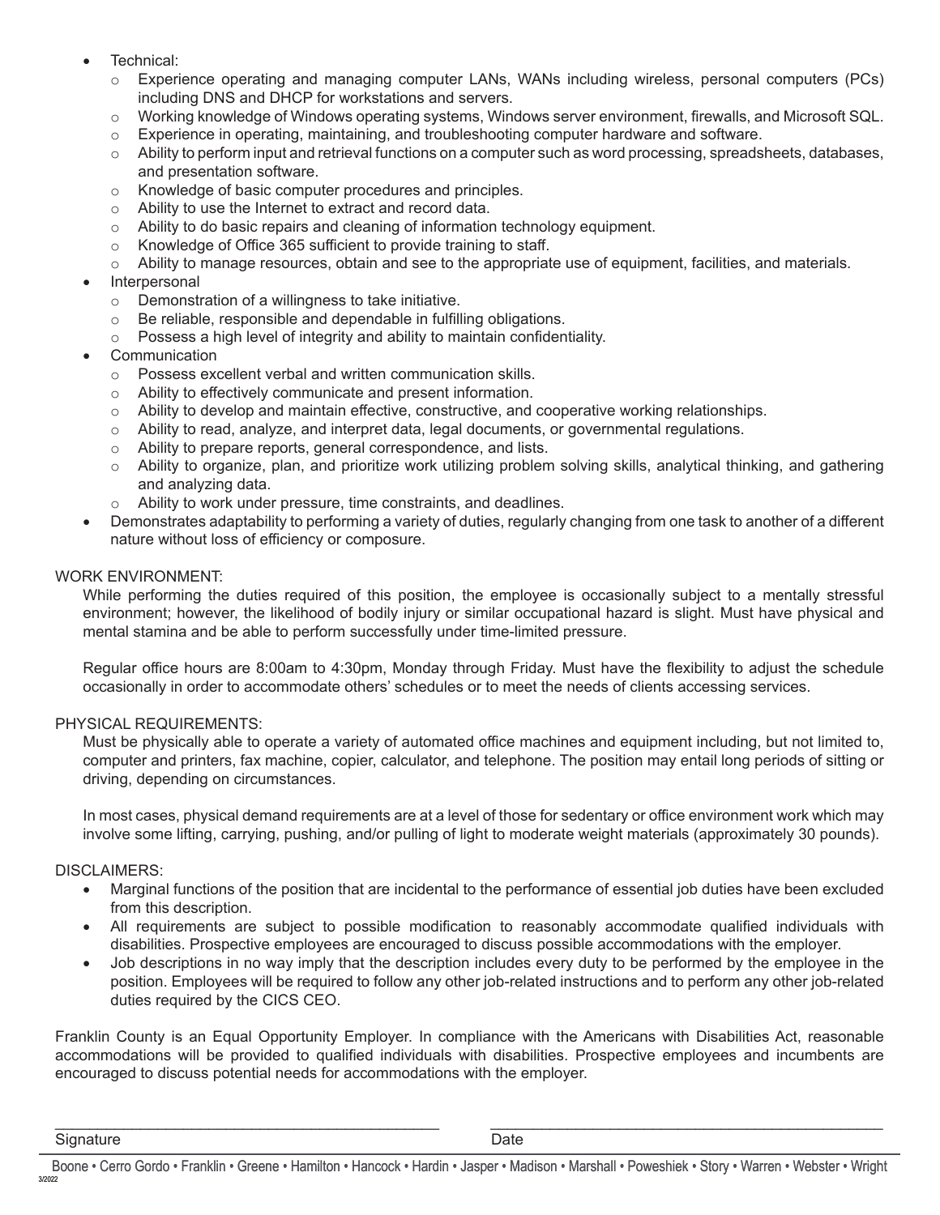- Technical:
  - Experience operating and managing computer LANs, WANs including wireless, personal computers (PCs) including DNS and DHCP for workstations and servers.
  - Working knowledge of Windows operating systems, Windows server environment, firewalls, and Microsoft SQL.
  - Experience in operating, maintaining, and troubleshooting computer hardware and software.
  - Ability to perform input and retrieval functions on a computer such as word processing, spreadsheets, databases, and presentation software.
  - Knowledge of basic computer procedures and principles.
  - Ability to use the Internet to extract and record data.
  - Ability to do basic repairs and cleaning of information technology equipment.
  - Knowledge of Office 365 sufficient to provide training to staff.
  - Ability to manage resources, obtain and see to the appropriate use of equipment, facilities, and materials.
- Interpersonal
  - Demonstration of a willingness to take initiative.
  - Be reliable, responsible and dependable in fulfilling obligations.
  - Possess a high level of integrity and ability to maintain confidentiality.
- Communication
  - Possess excellent verbal and written communication skills.
  - Ability to effectively communicate and present information.
  - Ability to develop and maintain effective, constructive, and cooperative working relationships.
  - Ability to read, analyze, and interpret data, legal documents, or governmental regulations.
  - Ability to prepare reports, general correspondence, and lists.
  - Ability to organize, plan, and prioritize work utilizing problem solving skills, analytical thinking, and gathering and analyzing data.
  - Ability to work under pressure, time constraints, and deadlines.
- Demonstrates adaptability to performing a variety of duties, regularly changing from one task to another of a different nature without loss of efficiency or composure.

WORK ENVIRONMENT:

While performing the duties required of this position, the employee is occasionally subject to a mentally stressful environment; however, the likelihood of bodily injury or similar occupational hazard is slight. Must have physical and mental stamina and be able to perform successfully under time-limited pressure.

Regular office hours are 8:00am to 4:30pm, Monday through Friday. Must have the flexibility to adjust the schedule occasionally in order to accommodate others' schedules or to meet the needs of clients accessing services.

PHYSICAL REQUIREMENTS:

Must be physically able to operate a variety of automated office machines and equipment including, but not limited to, computer and printers, fax machine, copier, calculator, and telephone. The position may entail long periods of sitting or driving, depending on circumstances.

In most cases, physical demand requirements are at a level of those for sedentary or office environment work which may involve some lifting, carrying, pushing, and/or pulling of light to moderate weight materials (approximately 30 pounds).

DISCLAIMERS:

- Marginal functions of the position that are incidental to the performance of essential job duties have been excluded from this description.
- All requirements are subject to possible modification to reasonably accommodate qualified individuals with disabilities. Prospective employees are encouraged to discuss possible accommodations with the employer.
- Job descriptions in no way imply that the description includes every duty to be performed by the employee in the position. Employees will be required to follow any other job-related instructions and to perform any other job-related duties required by the CICS CEO.

Franklin County is an Equal Opportunity Employer. In compliance with the Americans with Disabilities Act, reasonable accommodations will be provided to qualified individuals with disabilities. Prospective employees and incumbents are encouraged to discuss potential needs for accommodations with the employer.

\_\_\_\_\_\_\_\_\_\_\_\_\_\_\_\_\_\_\_\_\_\_\_\_\_\_\_\_\_\_\_\_\_\_\_\_\_\_\_\_ \_\_\_\_\_\_\_\_\_\_\_\_\_\_\_\_\_\_\_\_\_\_\_\_\_\_\_\_\_\_\_\_\_\_\_\_\_\_\_\_

Signature Date

Boone • Cerro Gordo • Franklin • Greene • Hamilton • Hancock • Hardin • Jasper • Madison • Marshall • Poweshiek • Story • Warren • Webster • Wright

3/2022